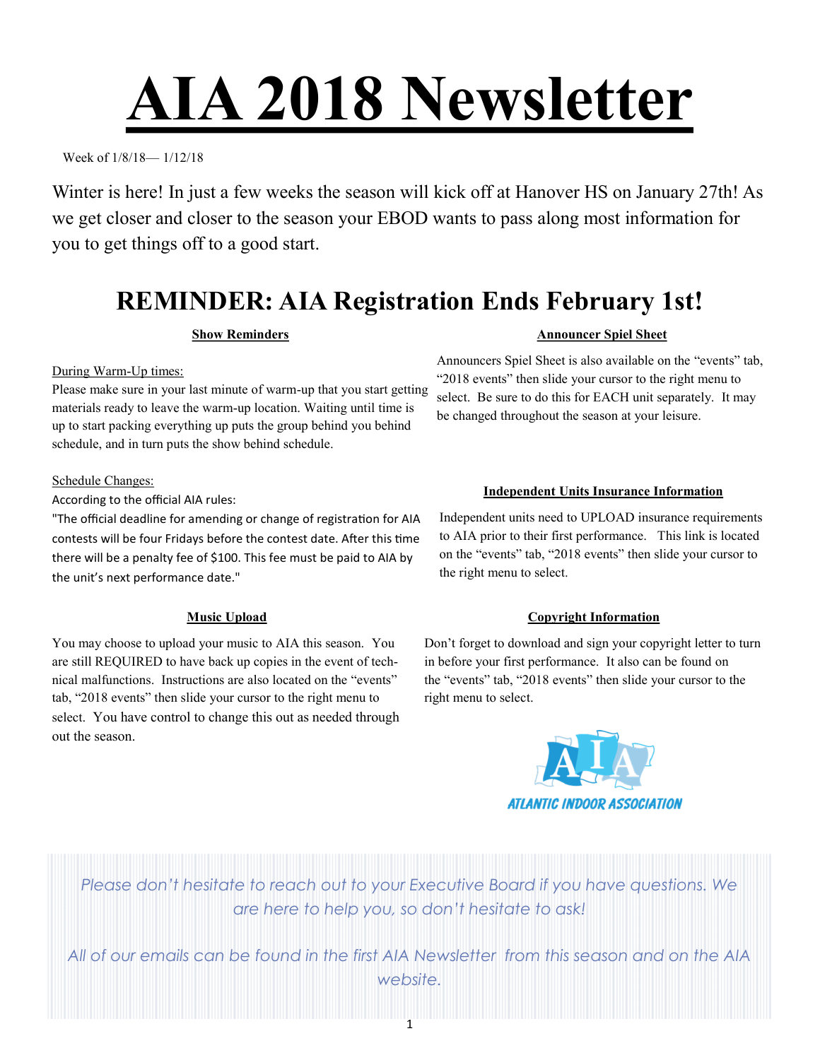# AIA 2018 Newsletter

Week of 1/8/18— 1/12/18

Winter is here! In just a few weeks the season will kick off at Hanover HS on January 27th! As we get closer and closer to the season your EBOD wants to pass along most information for you to get things off to a good start.

## REMINDER: AIA Registration Ends February 1st!

### Show Reminders

During Warm-Up times:

Please make sure in your last minute of warm-up that you start getting materials ready to leave the warm-up location. Waiting until time is up to start packing everything up puts the group behind you behind schedule, and in turn puts the show behind schedule.

Schedule Changes:

According to the official AIA rules:

"The official deadline for amending or change of registration for AIA contests will be four Fridays before the contest date. After this time there will be a penalty fee of $100. This fee must be paid to AIA by the unit's next performance date."

### Music Upload

You may choose to upload your music to AIA this season. You are still REQUIRED to have back up copies in the event of technical malfunctions. Instructions are also located on the "events" tab, "2018 events" then slide your cursor to the right menu to select. You have control to change this out as needed through out the season.

### Announcer Spiel Sheet

Announcers Spiel Sheet is also available on the "events" tab, "2018 events" then slide your cursor to the right menu to select. Be sure to do this for EACH unit separately. It may be changed throughout the season at your leisure.

### Independent Units Insurance Information

Independent units need to UPLOAD insurance requirements to AIA prior to their first performance. This link is located on the "events" tab, "2018 events" then slide your cursor to the right menu to select.

### Copyright Information

Don't forget to download and sign your copyright letter to turn in before your first performance. It also can be found on the "events" tab, "2018 events" then slide your cursor to the right menu to select.

ATLANTIC INDOOR ASSOCIATION

*Please don't hesitate to reach out to your Executive Board if you have questions. We are here to help you, so don't hesitate to ask!*

*All of our emails can be found in the first AIA Newsletter from this season and on the AIA website.*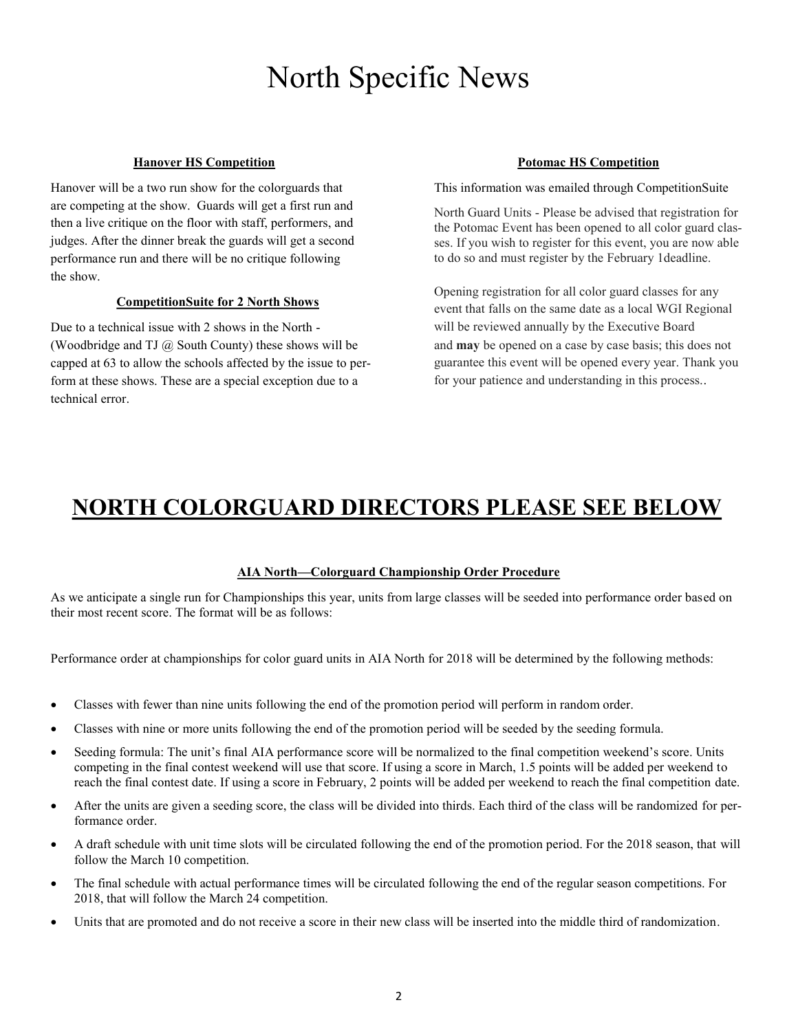# North Specific News

### Hanover HS Competition

Hanover will be a two run show for the colorguards that are competing at the show. Guards will get a first run and then a live critique on the floor with staff, performers, and judges. After the dinner break the guards will get a second performance run and there will be no critique following the show.

### CompetitionSuite for 2 North Shows

Due to a technical issue with 2 shows in the North - (Woodbridge and TJ @ South County) these shows will be capped at 63 to allow the schools affected by the issue to perform at these shows. These are a special exception due to a technical error.

### Potomac HS Competition

This information was emailed through CompetitionSuite

North Guard Units - Please be advised that registration for the Potomac Event has been opened to all color guard classes. If you wish to register for this event, you are now able to do so and must register by the February 1deadline.

Opening registration for all color guard classes for any event that falls on the same date as a local WGI Regional will be reviewed annually by the Executive Board and **may** be opened on a case by case basis; this does not guarantee this event will be opened every year. Thank you for your patience and understanding in this process..

## NORTH COLORGUARD DIRECTORS PLEASE SEE BELOW

### AIA North—Colorguard Championship Order Procedure

As we anticipate a single run for Championships this year, units from large classes will be seeded into performance order based on their most recent score. The format will be as follows:

Performance order at championships for color guard units in AIA North for 2018 will be determined by the following methods:

- Classes with fewer than nine units following the end of the promotion period will perform in random order.
- Classes with nine or more units following the end of the promotion period will be seeded by the seeding formula.
- Seeding formula: The unit's final AIA performance score will be normalized to the final competition weekend's score. Units competing in the final contest weekend will use that score. If using a score in March, 1.5 points will be added per weekend to reach the final contest date. If using a score in February, 2 points will be added per weekend to reach the final competition date.
- After the units are given a seeding score, the class will be divided into thirds. Each third of the class will be randomized for performance order.
- A draft schedule with unit time slots will be circulated following the end of the promotion period. For the 2018 season, that will follow the March 10 competition.
- The final schedule with actual performance times will be circulated following the end of the regular season competitions. For 2018, that will follow the March 24 competition.
- Units that are promoted and do not receive a score in their new class will be inserted into the middle third of randomization.